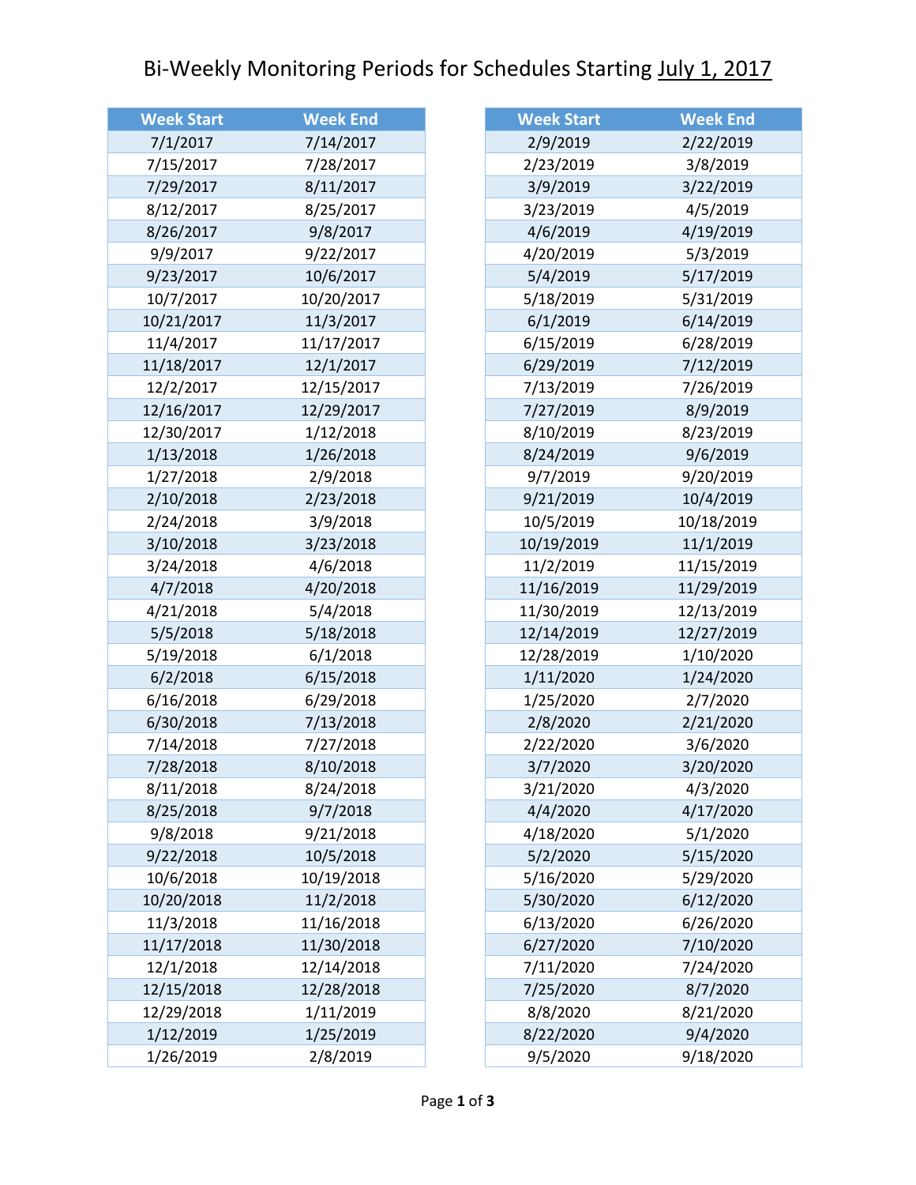# Bi-Weekly Monitoring Periods for Schedules Starting July 1, 2017

| Week Start | Week End |
|---|---|
| 7/1/2017 | 7/14/2017 |
| 7/15/2017 | 7/28/2017 |
| 7/29/2017 | 8/11/2017 |
| 8/12/2017 | 8/25/2017 |
| 8/26/2017 | 9/8/2017 |
| 9/9/2017 | 9/22/2017 |
| 9/23/2017 | 10/6/2017 |
| 10/7/2017 | 10/20/2017 |
| 10/21/2017 | 11/3/2017 |
| 11/4/2017 | 11/17/2017 |
| 11/18/2017 | 12/1/2017 |
| 12/2/2017 | 12/15/2017 |
| 12/16/2017 | 12/29/2017 |
| 12/30/2017 | 1/12/2018 |
| 1/13/2018 | 1/26/2018 |
| 1/27/2018 | 2/9/2018 |
| 2/10/2018 | 2/23/2018 |
| 2/24/2018 | 3/9/2018 |
| 3/10/2018 | 3/23/2018 |
| 3/24/2018 | 4/6/2018 |
| 4/7/2018 | 4/20/2018 |
| 4/21/2018 | 5/4/2018 |
| 5/5/2018 | 5/18/2018 |
| 5/19/2018 | 6/1/2018 |
| 6/2/2018 | 6/15/2018 |
| 6/16/2018 | 6/29/2018 |
| 6/30/2018 | 7/13/2018 |
| 7/14/2018 | 7/27/2018 |
| 7/28/2018 | 8/10/2018 |
| 8/11/2018 | 8/24/2018 |
| 8/25/2018 | 9/7/2018 |
| 9/8/2018 | 9/21/2018 |
| 9/22/2018 | 10/5/2018 |
| 10/6/2018 | 10/19/2018 |
| 10/20/2018 | 11/2/2018 |
| 11/3/2018 | 11/16/2018 |
| 11/17/2018 | 11/30/2018 |
| 12/1/2018 | 12/14/2018 |
| 12/15/2018 | 12/28/2018 |
| 12/29/2018 | 1/11/2019 |
| 1/12/2019 | 1/25/2019 |
| 1/26/2019 | 2/8/2019 |
| 2/9/2019 | 2/22/2019 |
| 2/23/2019 | 3/8/2019 |
| 3/9/2019 | 3/22/2019 |
| 3/23/2019 | 4/5/2019 |
| 4/6/2019 | 4/19/2019 |
| 4/20/2019 | 5/3/2019 |
| 5/4/2019 | 5/17/2019 |
| 5/18/2019 | 5/31/2019 |
| 6/1/2019 | 6/14/2019 |
| 6/15/2019 | 6/28/2019 |
| 6/29/2019 | 7/12/2019 |
| 7/13/2019 | 7/26/2019 |
| 7/27/2019 | 8/9/2019 |
| 8/10/2019 | 8/23/2019 |
| 8/24/2019 | 9/6/2019 |
| 9/7/2019 | 9/20/2019 |
| 9/21/2019 | 10/4/2019 |
| 10/5/2019 | 10/18/2019 |
| 10/19/2019 | 11/1/2019 |
| 11/2/2019 | 11/15/2019 |
| 11/16/2019 | 11/29/2019 |
| 11/30/2019 | 12/13/2019 |
| 12/14/2019 | 12/27/2019 |
| 12/28/2019 | 1/10/2020 |
| 1/11/2020 | 1/24/2020 |
| 1/25/2020 | 2/7/2020 |
| 2/8/2020 | 2/21/2020 |
| 2/22/2020 | 3/6/2020 |
| 3/7/2020 | 3/20/2020 |
| 3/21/2020 | 4/3/2020 |
| 4/4/2020 | 4/17/2020 |
| 4/18/2020 | 5/1/2020 |
| 5/2/2020 | 5/15/2020 |
| 5/16/2020 | 5/29/2020 |
| 5/30/2020 | 6/12/2020 |
| 6/13/2020 | 6/26/2020 |
| 6/27/2020 | 7/10/2020 |
| 7/11/2020 | 7/24/2020 |
| 7/25/2020 | 8/7/2020 |
| 8/8/2020 | 8/21/2020 |
| 8/22/2020 | 9/4/2020 |
| 9/5/2020 | 9/18/2020 |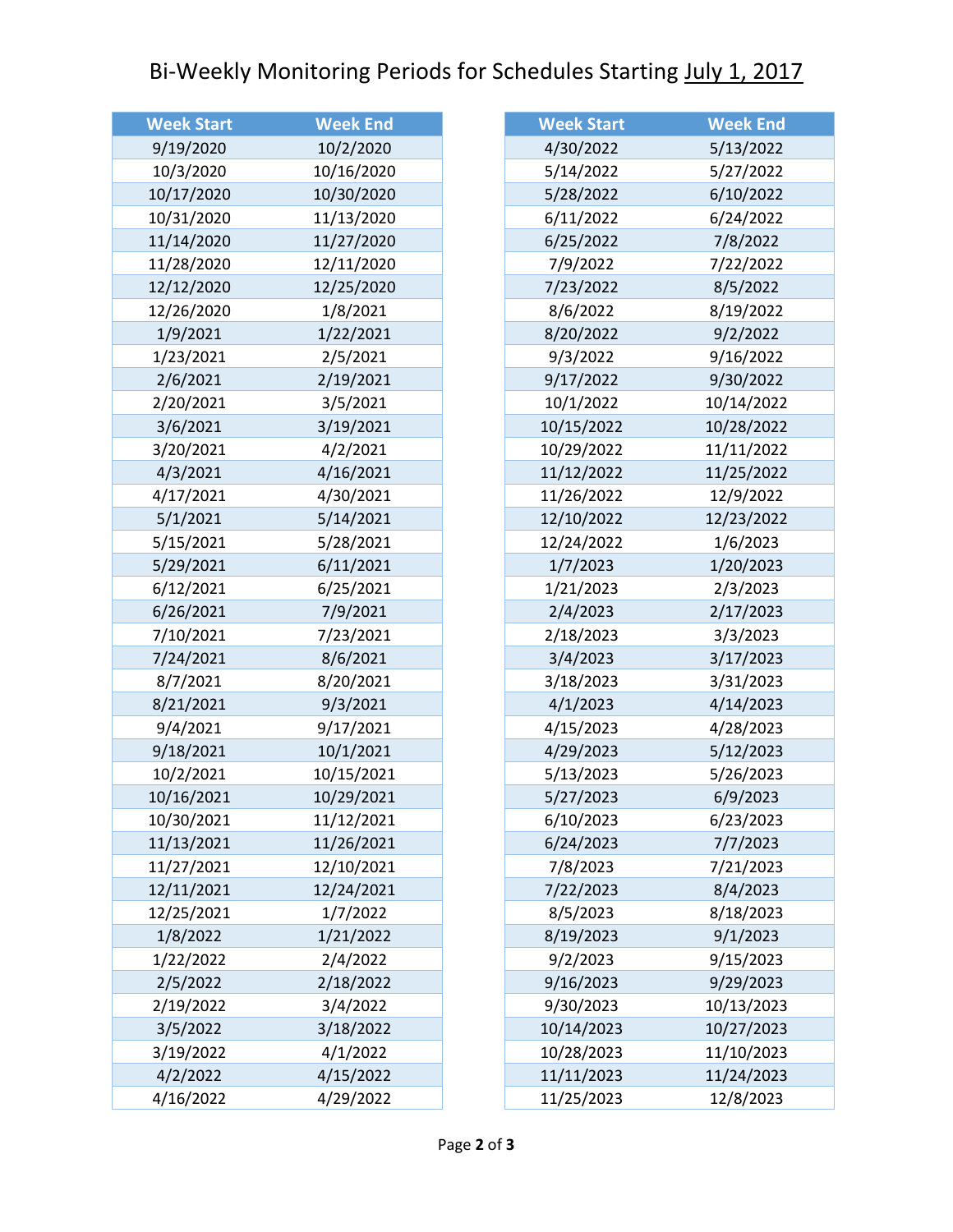# Bi-Weekly Monitoring Periods for Schedules Starting July 1, 2017

| Week Start | Week End |
| --- | --- |
| 9/19/2020 | 10/2/2020 |
| 10/3/2020 | 10/16/2020 |
| 10/17/2020 | 10/30/2020 |
| 10/31/2020 | 11/13/2020 |
| 11/14/2020 | 11/27/2020 |
| 11/28/2020 | 12/11/2020 |
| 12/12/2020 | 12/25/2020 |
| 12/26/2020 | 1/8/2021 |
| 1/9/2021 | 1/22/2021 |
| 1/23/2021 | 2/5/2021 |
| 2/6/2021 | 2/19/2021 |
| 2/20/2021 | 3/5/2021 |
| 3/6/2021 | 3/19/2021 |
| 3/20/2021 | 4/2/2021 |
| 4/3/2021 | 4/16/2021 |
| 4/17/2021 | 4/30/2021 |
| 5/1/2021 | 5/14/2021 |
| 5/15/2021 | 5/28/2021 |
| 5/29/2021 | 6/11/2021 |
| 6/12/2021 | 6/25/2021 |
| 6/26/2021 | 7/9/2021 |
| 7/10/2021 | 7/23/2021 |
| 7/24/2021 | 8/6/2021 |
| 8/7/2021 | 8/20/2021 |
| 8/21/2021 | 9/3/2021 |
| 9/4/2021 | 9/17/2021 |
| 9/18/2021 | 10/1/2021 |
| 10/2/2021 | 10/15/2021 |
| 10/16/2021 | 10/29/2021 |
| 10/30/2021 | 11/12/2021 |
| 11/13/2021 | 11/26/2021 |
| 11/27/2021 | 12/10/2021 |
| 12/11/2021 | 12/24/2021 |
| 12/25/2021 | 1/7/2022 |
| 1/8/2022 | 1/21/2022 |
| 1/22/2022 | 2/4/2022 |
| 2/5/2022 | 2/18/2022 |
| 2/19/2022 | 3/4/2022 |
| 3/5/2022 | 3/18/2022 |
| 3/19/2022 | 4/1/2022 |
| 4/2/2022 | 4/15/2022 |
| 4/16/2022 | 4/29/2022 |
| 4/30/2022 | 5/13/2022 |
| 5/14/2022 | 5/27/2022 |
| 5/28/2022 | 6/10/2022 |
| 6/11/2022 | 6/24/2022 |
| 6/25/2022 | 7/8/2022 |
| 7/9/2022 | 7/22/2022 |
| 7/23/2022 | 8/5/2022 |
| 8/6/2022 | 8/19/2022 |
| 8/20/2022 | 9/2/2022 |
| 9/3/2022 | 9/16/2022 |
| 9/17/2022 | 9/30/2022 |
| 10/1/2022 | 10/14/2022 |
| 10/15/2022 | 10/28/2022 |
| 10/29/2022 | 11/11/2022 |
| 11/12/2022 | 11/25/2022 |
| 11/26/2022 | 12/9/2022 |
| 12/10/2022 | 12/23/2022 |
| 12/24/2022 | 1/6/2023 |
| 1/7/2023 | 1/20/2023 |
| 1/21/2023 | 2/3/2023 |
| 2/4/2023 | 2/17/2023 |
| 2/18/2023 | 3/3/2023 |
| 3/4/2023 | 3/17/2023 |
| 3/18/2023 | 3/31/2023 |
| 4/1/2023 | 4/14/2023 |
| 4/15/2023 | 4/28/2023 |
| 4/29/2023 | 5/12/2023 |
| 5/13/2023 | 5/26/2023 |
| 5/27/2023 | 6/9/2023 |
| 6/10/2023 | 6/23/2023 |
| 6/24/2023 | 7/7/2023 |
| 7/8/2023 | 7/21/2023 |
| 7/22/2023 | 8/4/2023 |
| 8/5/2023 | 8/18/2023 |
| 8/19/2023 | 9/1/2023 |
| 9/2/2023 | 9/15/2023 |
| 9/16/2023 | 9/29/2023 |
| 9/30/2023 | 10/13/2023 |
| 10/14/2023 | 10/27/2023 |
| 10/28/2023 | 11/10/2023 |
| 11/11/2023 | 11/24/2023 |
| 11/25/2023 | 12/8/2023 |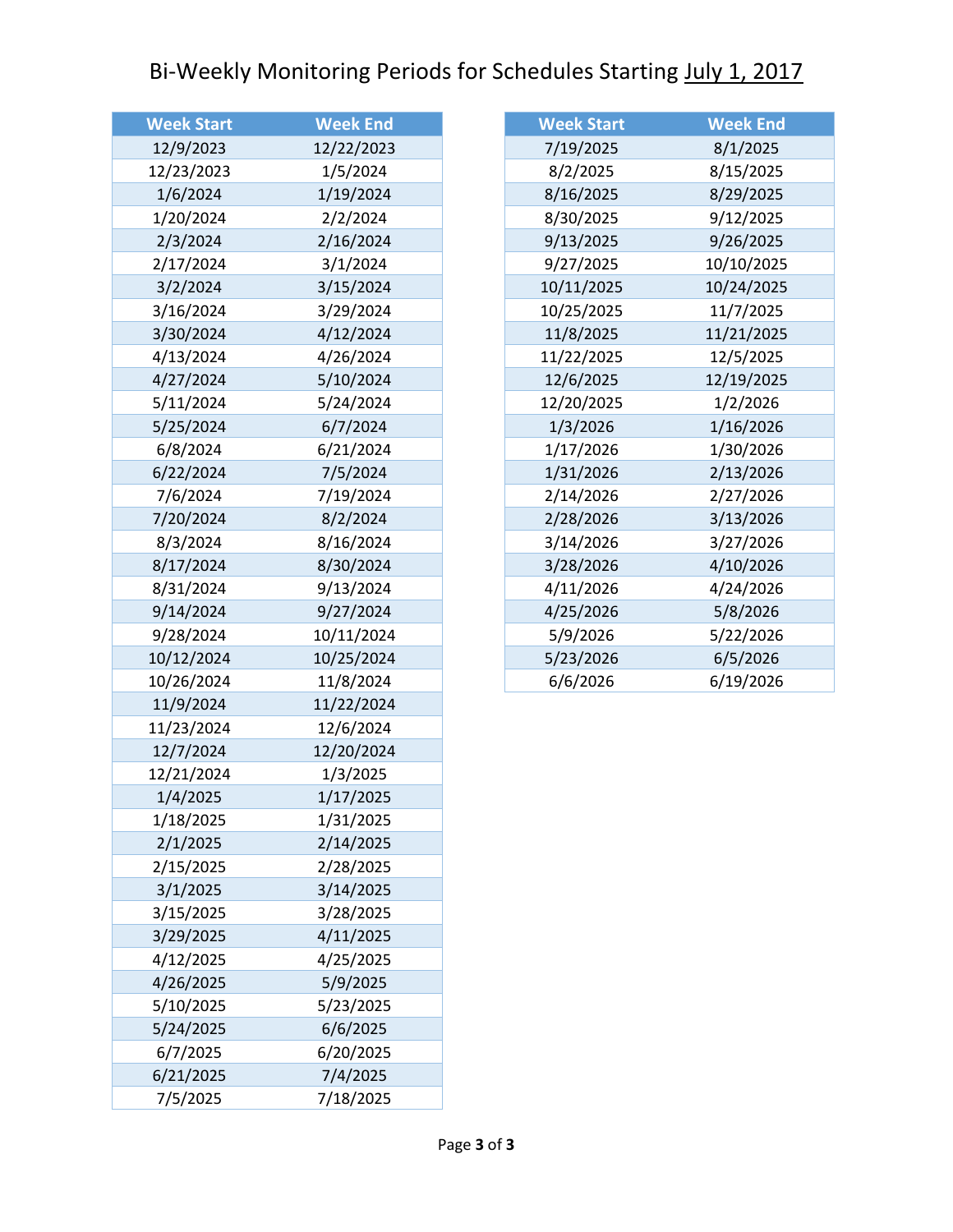# Bi-Weekly Monitoring Periods for Schedules Starting July 1, 2017

| Week Start | Week End |
|---|---|
| 12/9/2023 | 12/22/2023 |
| 12/23/2023 | 1/5/2024 |
| 1/6/2024 | 1/19/2024 |
| 1/20/2024 | 2/2/2024 |
| 2/3/2024 | 2/16/2024 |
| 2/17/2024 | 3/1/2024 |
| 3/2/2024 | 3/15/2024 |
| 3/16/2024 | 3/29/2024 |
| 3/30/2024 | 4/12/2024 |
| 4/13/2024 | 4/26/2024 |
| 4/27/2024 | 5/10/2024 |
| 5/11/2024 | 5/24/2024 |
| 5/25/2024 | 6/7/2024 |
| 6/8/2024 | 6/21/2024 |
| 6/22/2024 | 7/5/2024 |
| 7/6/2024 | 7/19/2024 |
| 7/20/2024 | 8/2/2024 |
| 8/3/2024 | 8/16/2024 |
| 8/17/2024 | 8/30/2024 |
| 8/31/2024 | 9/13/2024 |
| 9/14/2024 | 9/27/2024 |
| 9/28/2024 | 10/11/2024 |
| 10/12/2024 | 10/25/2024 |
| 10/26/2024 | 11/8/2024 |
| 11/9/2024 | 11/22/2024 |
| 11/23/2024 | 12/6/2024 |
| 12/7/2024 | 12/20/2024 |
| 12/21/2024 | 1/3/2025 |
| 1/4/2025 | 1/17/2025 |
| 1/18/2025 | 1/31/2025 |
| 2/1/2025 | 2/14/2025 |
| 2/15/2025 | 2/28/2025 |
| 3/1/2025 | 3/14/2025 |
| 3/15/2025 | 3/28/2025 |
| 3/29/2025 | 4/11/2025 |
| 4/12/2025 | 4/25/2025 |
| 4/26/2025 | 5/9/2025 |
| 5/10/2025 | 5/23/2025 |
| 5/24/2025 | 6/6/2025 |
| 6/7/2025 | 6/20/2025 |
| 6/21/2025 | 7/4/2025 |
| 7/5/2025 | 7/18/2025 |

| Week Start | Week End |
|---|---|
| 7/19/2025 | 8/1/2025 |
| 8/2/2025 | 8/15/2025 |
| 8/16/2025 | 8/29/2025 |
| 8/30/2025 | 9/12/2025 |
| 9/13/2025 | 9/26/2025 |
| 9/27/2025 | 10/10/2025 |
| 10/11/2025 | 10/24/2025 |
| 10/25/2025 | 11/7/2025 |
| 11/8/2025 | 11/21/2025 |
| 11/22/2025 | 12/5/2025 |
| 12/6/2025 | 12/19/2025 |
| 12/20/2025 | 1/2/2026 |
| 1/3/2026 | 1/16/2026 |
| 1/17/2026 | 1/30/2026 |
| 1/31/2026 | 2/13/2026 |
| 2/14/2026 | 2/27/2026 |
| 2/28/2026 | 3/13/2026 |
| 3/14/2026 | 3/27/2026 |
| 3/28/2026 | 4/10/2026 |
| 4/11/2026 | 4/24/2026 |
| 4/25/2026 | 5/8/2026 |
| 5/9/2026 | 5/22/2026 |
| 5/23/2026 | 6/5/2026 |
| 6/6/2026 | 6/19/2026 |